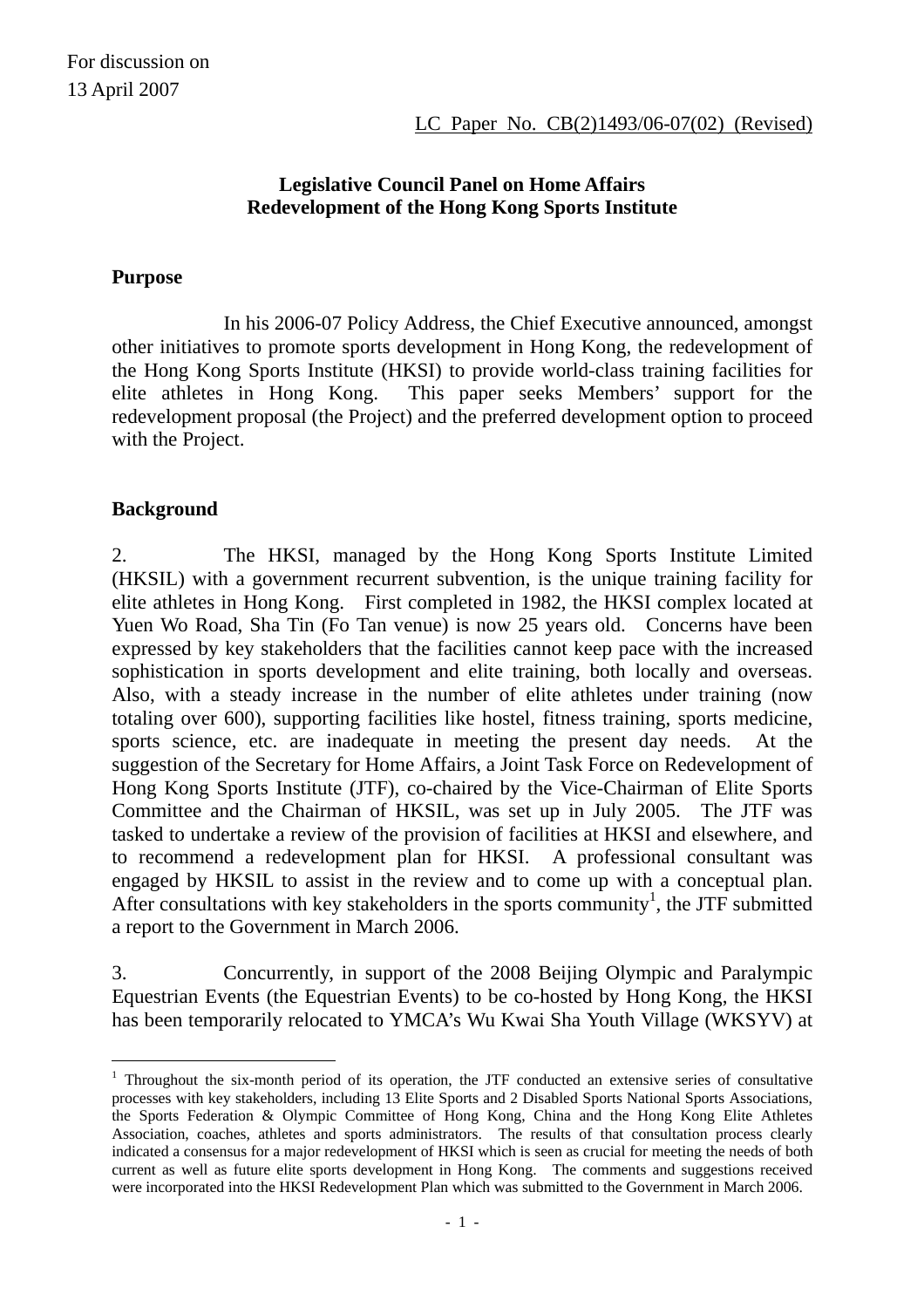For discussion on
13 April 2007

LC Paper No. CB(2)1493/06-07(02) (Revised)

**Legislative Council Panel on Home Affairs**
**Redevelopment of the Hong Kong Sports Institute**

**Purpose**

In his 2006-07 Policy Address, the Chief Executive announced, amongst other initiatives to promote sports development in Hong Kong, the redevelopment of the Hong Kong Sports Institute (HKSI) to provide world-class training facilities for elite athletes in Hong Kong. This paper seeks Members' support for the redevelopment proposal (the Project) and the preferred development option to proceed with the Project.

**Background**

2. The HKSI, managed by the Hong Kong Sports Institute Limited (HKSIL) with a government recurrent subvention, is the unique training facility for elite athletes in Hong Kong. First completed in 1982, the HKSI complex located at Yuen Wo Road, Sha Tin (Fo Tan venue) is now 25 years old. Concerns have been expressed by key stakeholders that the facilities cannot keep pace with the increased sophistication in sports development and elite training, both locally and overseas. Also, with a steady increase in the number of elite athletes under training (now totaling over 600), supporting facilities like hostel, fitness training, sports medicine, sports science, etc. are inadequate in meeting the present day needs. At the suggestion of the Secretary for Home Affairs, a Joint Task Force on Redevelopment of Hong Kong Sports Institute (JTF), co-chaired by the Vice-Chairman of Elite Sports Committee and the Chairman of HKSIL, was set up in July 2005. The JTF was tasked to undertake a review of the provision of facilities at HKSI and elsewhere, and to recommend a redevelopment plan for HKSI. A professional consultant was engaged by HKSIL to assist in the review and to come up with a conceptual plan. After consultations with key stakeholders in the sports community[1], the JTF submitted a report to the Government in March 2006.

3. Concurrently, in support of the 2008 Beijing Olympic and Paralympic Equestrian Events (the Equestrian Events) to be co-hosted by Hong Kong, the HKSI has been temporarily relocated to YMCA's Wu Kwai Sha Youth Village (WKSYV) at

[1] Throughout the six-month period of its operation, the JTF conducted an extensive series of consultative processes with key stakeholders, including 13 Elite Sports and 2 Disabled Sports National Sports Associations, the Sports Federation & Olympic Committee of Hong Kong, China and the Hong Kong Elite Athletes Association, coaches, athletes and sports administrators. The results of that consultation process clearly indicated a consensus for a major redevelopment of HKSI which is seen as crucial for meeting the needs of both current as well as future elite sports development in Hong Kong. The comments and suggestions received were incorporated into the HKSI Redevelopment Plan which was submitted to the Government in March 2006.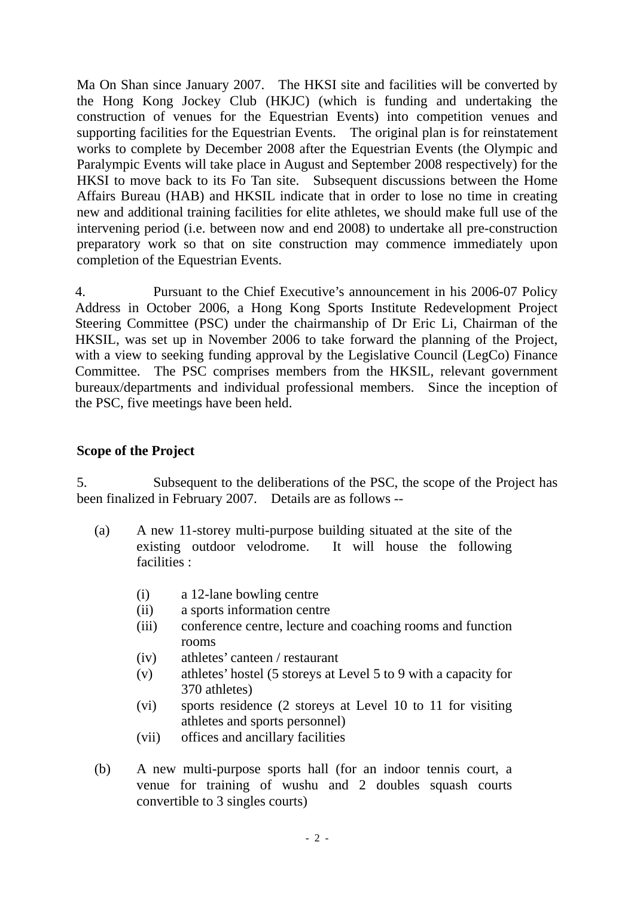Ma On Shan since January 2007. The HKSI site and facilities will be converted by the Hong Kong Jockey Club (HKJC) (which is funding and undertaking the construction of venues for the Equestrian Events) into competition venues and supporting facilities for the Equestrian Events. The original plan is for reinstatement works to complete by December 2008 after the Equestrian Events (the Olympic and Paralympic Events will take place in August and September 2008 respectively) for the HKSI to move back to its Fo Tan site. Subsequent discussions between the Home Affairs Bureau (HAB) and HKSIL indicate that in order to lose no time in creating new and additional training facilities for elite athletes, we should make full use of the intervening period (i.e. between now and end 2008) to undertake all pre-construction preparatory work so that on site construction may commence immediately upon completion of the Equestrian Events.

4. Pursuant to the Chief Executive's announcement in his 2006-07 Policy Address in October 2006, a Hong Kong Sports Institute Redevelopment Project Steering Committee (PSC) under the chairmanship of Dr Eric Li, Chairman of the HKSIL, was set up in November 2006 to take forward the planning of the Project, with a view to seeking funding approval by the Legislative Council (LegCo) Finance Committee. The PSC comprises members from the HKSIL, relevant government bureaux/departments and individual professional members. Since the inception of the PSC, five meetings have been held.

**Scope of the Project**

5. Subsequent to the deliberations of the PSC, the scope of the Project has been finalized in February 2007. Details are as follows --

(a) A new 11-storey multi-purpose building situated at the site of the existing outdoor velodrome. It will house the following facilities :

   (i) a 12-lane bowling centre
   (ii) a sports information centre
   (iii) conference centre, lecture and coaching rooms and function rooms
   (iv) athletes' canteen / restaurant
   (v) athletes' hostel (5 storeys at Level 5 to 9 with a capacity for 370 athletes)
   (vi) sports residence (2 storeys at Level 10 to 11 for visiting athletes and sports personnel)
   (vii) offices and ancillary facilities

(b) A new multi-purpose sports hall (for an indoor tennis court, a venue for training of wushu and 2 doubles squash courts convertible to 3 singles courts)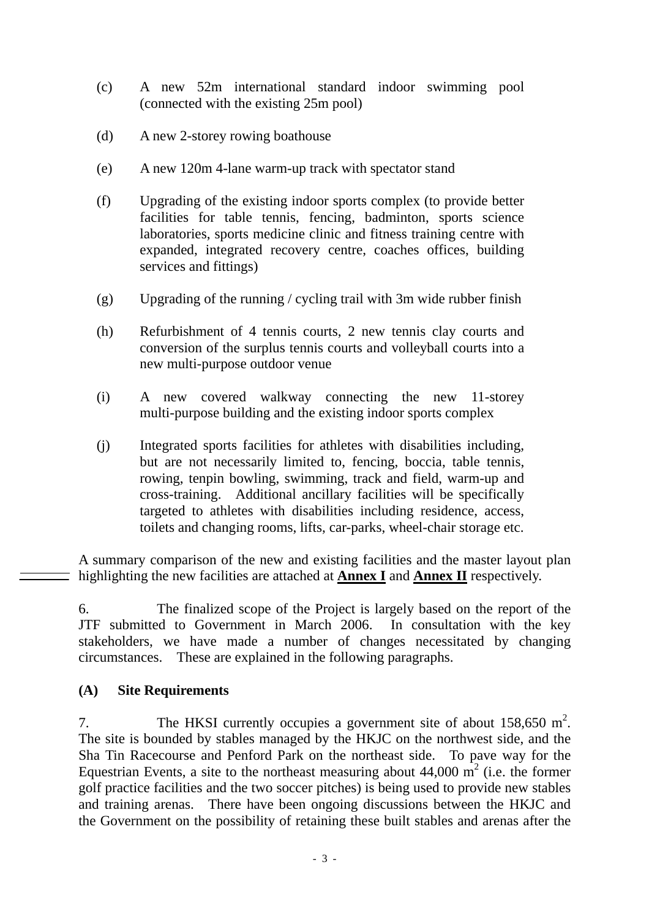(c) A new 52m international standard indoor swimming pool (connected with the existing 25m pool)

(d) A new 2-storey rowing boathouse

(e) A new 120m 4-lane warm-up track with spectator stand

(f) Upgrading of the existing indoor sports complex (to provide better facilities for table tennis, fencing, badminton, sports science laboratories, sports medicine clinic and fitness training centre with expanded, integrated recovery centre, coaches offices, building services and fittings)

(g) Upgrading of the running / cycling trail with 3m wide rubber finish

(h) Refurbishment of 4 tennis courts, 2 new tennis clay courts and conversion of the surplus tennis courts and volleyball courts into a new multi-purpose outdoor venue

(i) A new covered walkway connecting the new 11-storey multi-purpose building and the existing indoor sports complex

(j) Integrated sports facilities for athletes with disabilities including, but are not necessarily limited to, fencing, boccia, table tennis, rowing, tenpin bowling, swimming, track and field, warm-up and cross-training. Additional ancillary facilities will be specifically targeted to athletes with disabilities including residence, access, toilets and changing rooms, lifts, car-parks, wheel-chair storage etc.

A summary comparison of the new and existing facilities and the master layout plan highlighting the new facilities are attached at **Annex I** and **Annex II** respectively.

6. The finalized scope of the Project is largely based on the report of the JTF submitted to Government in March 2006. In consultation with the key stakeholders, we have made a number of changes necessitated by changing circumstances. These are explained in the following paragraphs.

**(A) Site Requirements**

7. The HKSI currently occupies a government site of about 158,650 $m^2$. The site is bounded by stables managed by the HKJC on the northwest side, and the Sha Tin Racecourse and Penford Park on the northeast side. To pave way for the Equestrian Events, a site to the northeast measuring about 44,000 $m^2$ (i.e. the former golf practice facilities and the two soccer pitches) is being used to provide new stables and training arenas. There have been ongoing discussions between the HKJC and the Government on the possibility of retaining these built stables and arenas after the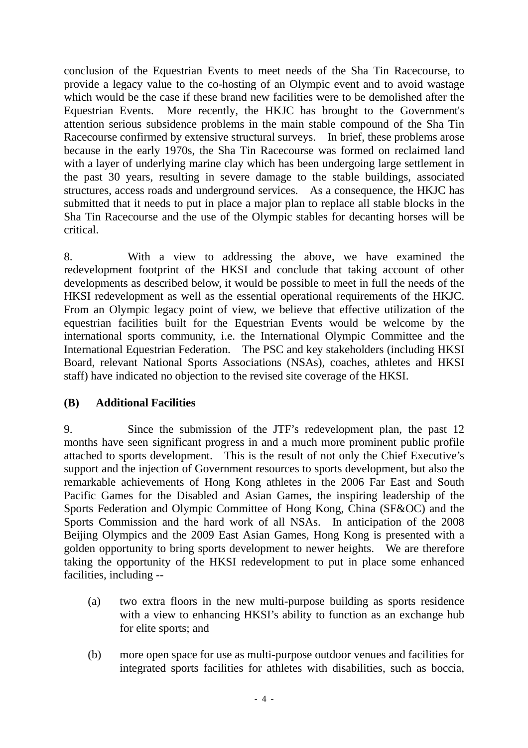conclusion of the Equestrian Events to meet needs of the Sha Tin Racecourse, to provide a legacy value to the co-hosting of an Olympic event and to avoid wastage which would be the case if these brand new facilities were to be demolished after the Equestrian Events. More recently, the HKJC has brought to the Government's attention serious subsidence problems in the main stable compound of the Sha Tin Racecourse confirmed by extensive structural surveys. In brief, these problems arose because in the early 1970s, the Sha Tin Racecourse was formed on reclaimed land with a layer of underlying marine clay which has been undergoing large settlement in the past 30 years, resulting in severe damage to the stable buildings, associated structures, access roads and underground services. As a consequence, the HKJC has submitted that it needs to put in place a major plan to replace all stable blocks in the Sha Tin Racecourse and the use of the Olympic stables for decanting horses will be critical.

8. With a view to addressing the above, we have examined the redevelopment footprint of the HKSI and conclude that taking account of other developments as described below, it would be possible to meet in full the needs of the HKSI redevelopment as well as the essential operational requirements of the HKJC. From an Olympic legacy point of view, we believe that effective utilization of the equestrian facilities built for the Equestrian Events would be welcome by the international sports community, i.e. the International Olympic Committee and the International Equestrian Federation. The PSC and key stakeholders (including HKSI Board, relevant National Sports Associations (NSAs), coaches, athletes and HKSI staff) have indicated no objection to the revised site coverage of the HKSI.

**(B) Additional Facilities**

9. Since the submission of the JTF's redevelopment plan, the past 12 months have seen significant progress in and a much more prominent public profile attached to sports development. This is the result of not only the Chief Executive's support and the injection of Government resources to sports development, but also the remarkable achievements of Hong Kong athletes in the 2006 Far East and South Pacific Games for the Disabled and Asian Games, the inspiring leadership of the Sports Federation and Olympic Committee of Hong Kong, China (SF&OC) and the Sports Commission and the hard work of all NSAs. In anticipation of the 2008 Beijing Olympics and the 2009 East Asian Games, Hong Kong is presented with a golden opportunity to bring sports development to newer heights. We are therefore taking the opportunity of the HKSI redevelopment to put in place some enhanced facilities, including --

(a) two extra floors in the new multi-purpose building as sports residence with a view to enhancing HKSI's ability to function as an exchange hub for elite sports; and

(b) more open space for use as multi-purpose outdoor venues and facilities for integrated sports facilities for athletes with disabilities, such as boccia,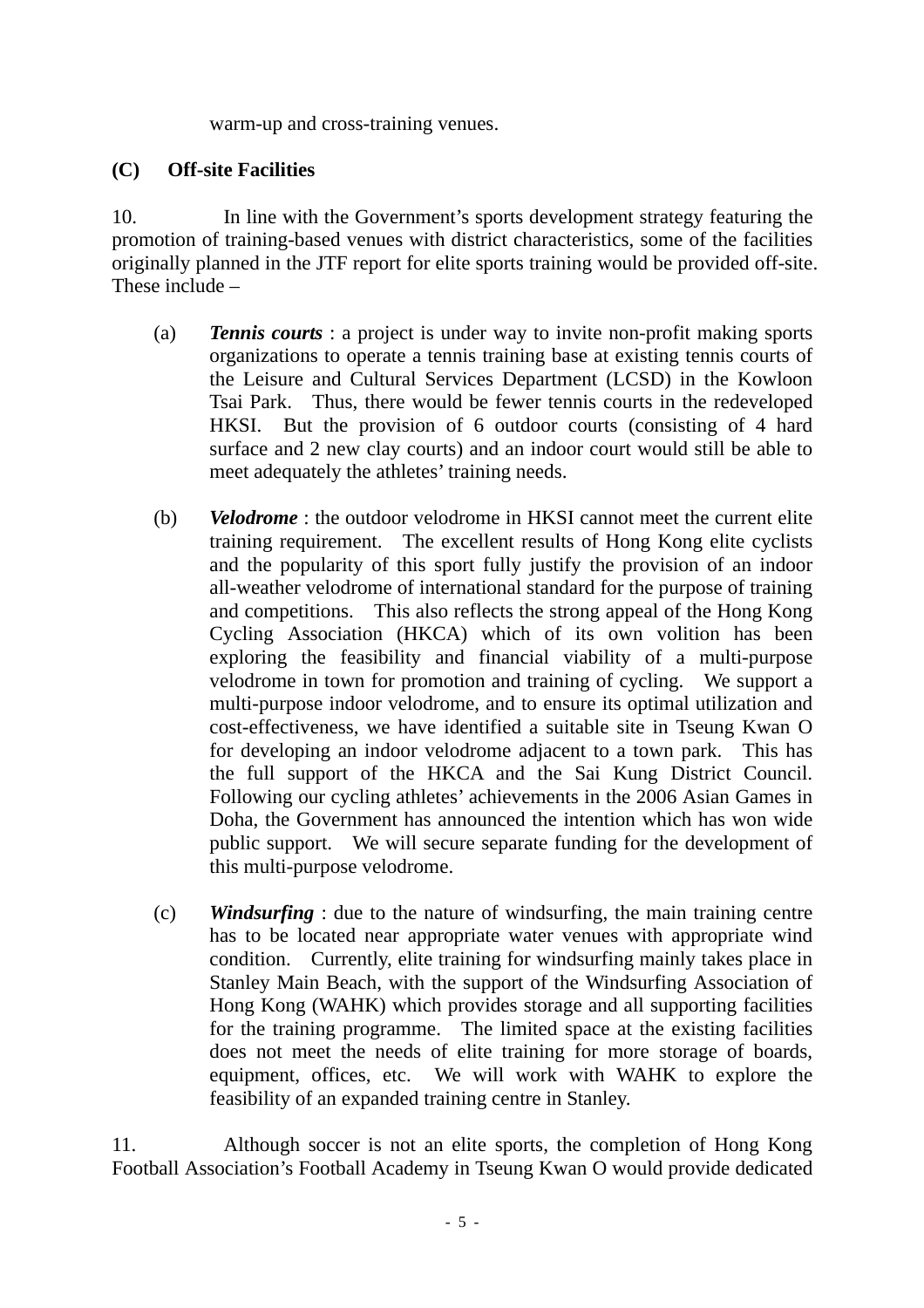warm-up and cross-training venues.

**(C) Off-site Facilities**

10. In line with the Government's sports development strategy featuring the promotion of training-based venues with district characteristics, some of the facilities originally planned in the JTF report for elite sports training would be provided off-site. These include –

(a) ***Tennis courts*** : a project is under way to invite non-profit making sports organizations to operate a tennis training base at existing tennis courts of the Leisure and Cultural Services Department (LCSD) in the Kowloon Tsai Park. Thus, there would be fewer tennis courts in the redeveloped HKSI. But the provision of 6 outdoor courts (consisting of 4 hard surface and 2 new clay courts) and an indoor court would still be able to meet adequately the athletes' training needs.

(b) ***Velodrome*** : the outdoor velodrome in HKSI cannot meet the current elite training requirement. The excellent results of Hong Kong elite cyclists and the popularity of this sport fully justify the provision of an indoor all-weather velodrome of international standard for the purpose of training and competitions. This also reflects the strong appeal of the Hong Kong Cycling Association (HKCA) which of its own volition has been exploring the feasibility and financial viability of a multi-purpose velodrome in town for promotion and training of cycling. We support a multi-purpose indoor velodrome, and to ensure its optimal utilization and cost-effectiveness, we have identified a suitable site in Tseung Kwan O for developing an indoor velodrome adjacent to a town park. This has the full support of the HKCA and the Sai Kung District Council. Following our cycling athletes' achievements in the 2006 Asian Games in Doha, the Government has announced the intention which has won wide public support. We will secure separate funding for the development of this multi-purpose velodrome.

(c) ***Windsurfing*** : due to the nature of windsurfing, the main training centre has to be located near appropriate water venues with appropriate wind condition. Currently, elite training for windsurfing mainly takes place in Stanley Main Beach, with the support of the Windsurfing Association of Hong Kong (WAHK) which provides storage and all supporting facilities for the training programme. The limited space at the existing facilities does not meet the needs of elite training for more storage of boards, equipment, offices, etc. We will work with WAHK to explore the feasibility of an expanded training centre in Stanley.

11. Although soccer is not an elite sports, the completion of Hong Kong Football Association's Football Academy in Tseung Kwan O would provide dedicated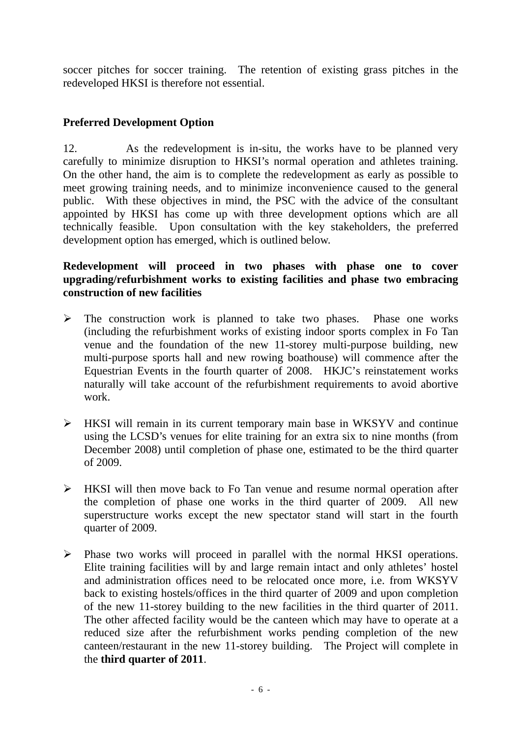soccer pitches for soccer training. The retention of existing grass pitches in the redeveloped HKSI is therefore not essential.

**Preferred Development Option**

12. As the redevelopment is in-situ, the works have to be planned very carefully to minimize disruption to HKSI's normal operation and athletes training. On the other hand, the aim is to complete the redevelopment as early as possible to meet growing training needs, and to minimize inconvenience caused to the general public. With these objectives in mind, the PSC with the advice of the consultant appointed by HKSI has come up with three development options which are all technically feasible. Upon consultation with the key stakeholders, the preferred development option has emerged, which is outlined below.

**Redevelopment will proceed in two phases with phase one to cover upgrading/refurbishment works to existing facilities and phase two embracing construction of new facilities**

- The construction work is planned to take two phases. Phase one works (including the refurbishment works of existing indoor sports complex in Fo Tan venue and the foundation of the new 11-storey multi-purpose building, new multi-purpose sports hall and new rowing boathouse) will commence after the Equestrian Events in the fourth quarter of 2008. HKJC's reinstatement works naturally will take account of the refurbishment requirements to avoid abortive work.

- HKSI will remain in its current temporary main base in WKSYV and continue using the LCSD's venues for elite training for an extra six to nine months (from December 2008) until completion of phase one, estimated to be the third quarter of 2009.

- HKSI will then move back to Fo Tan venue and resume normal operation after the completion of phase one works in the third quarter of 2009. All new superstructure works except the new spectator stand will start in the fourth quarter of 2009.

- Phase two works will proceed in parallel with the normal HKSI operations. Elite training facilities will by and large remain intact and only athletes' hostel and administration offices need to be relocated once more, i.e. from WKSYV back to existing hostels/offices in the third quarter of 2009 and upon completion of the new 11-storey building to the new facilities in the third quarter of 2011. The other affected facility would be the canteen which may have to operate at a reduced size after the refurbishment works pending completion of the new canteen/restaurant in the new 11-storey building. The Project will complete in the **third quarter of 2011**.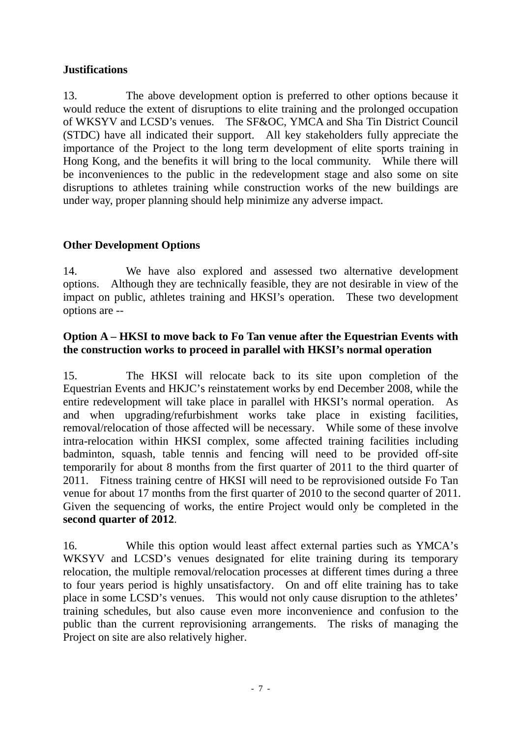**Justifications**

13. The above development option is preferred to other options because it would reduce the extent of disruptions to elite training and the prolonged occupation of WKSYV and LCSD's venues. The SF&OC, YMCA and Sha Tin District Council (STDC) have all indicated their support. All key stakeholders fully appreciate the importance of the Project to the long term development of elite sports training in Hong Kong, and the benefits it will bring to the local community. While there will be inconveniences to the public in the redevelopment stage and also some on site disruptions to athletes training while construction works of the new buildings are under way, proper planning should help minimize any adverse impact.

**Other Development Options**

14. We have also explored and assessed two alternative development options. Although they are technically feasible, they are not desirable in view of the impact on public, athletes training and HKSI's operation. These two development options are --

**Option A – HKSI to move back to Fo Tan venue after the Equestrian Events with the construction works to proceed in parallel with HKSI's normal operation**

15. The HKSI will relocate back to its site upon completion of the Equestrian Events and HKJC's reinstatement works by end December 2008, while the entire redevelopment will take place in parallel with HKSI's normal operation. As and when upgrading/refurbishment works take place in existing facilities, removal/relocation of those affected will be necessary. While some of these involve intra-relocation within HKSI complex, some affected training facilities including badminton, squash, table tennis and fencing will need to be provided off-site temporarily for about 8 months from the first quarter of 2011 to the third quarter of 2011. Fitness training centre of HKSI will need to be reprovisioned outside Fo Tan venue for about 17 months from the first quarter of 2010 to the second quarter of 2011. Given the sequencing of works, the entire Project would only be completed in the **second quarter of 2012**.

16. While this option would least affect external parties such as YMCA's WKSYV and LCSD's venues designated for elite training during its temporary relocation, the multiple removal/relocation processes at different times during a three to four years period is highly unsatisfactory. On and off elite training has to take place in some LCSD's venues. This would not only cause disruption to the athletes' training schedules, but also cause even more inconvenience and confusion to the public than the current reprovisioning arrangements. The risks of managing the Project on site are also relatively higher.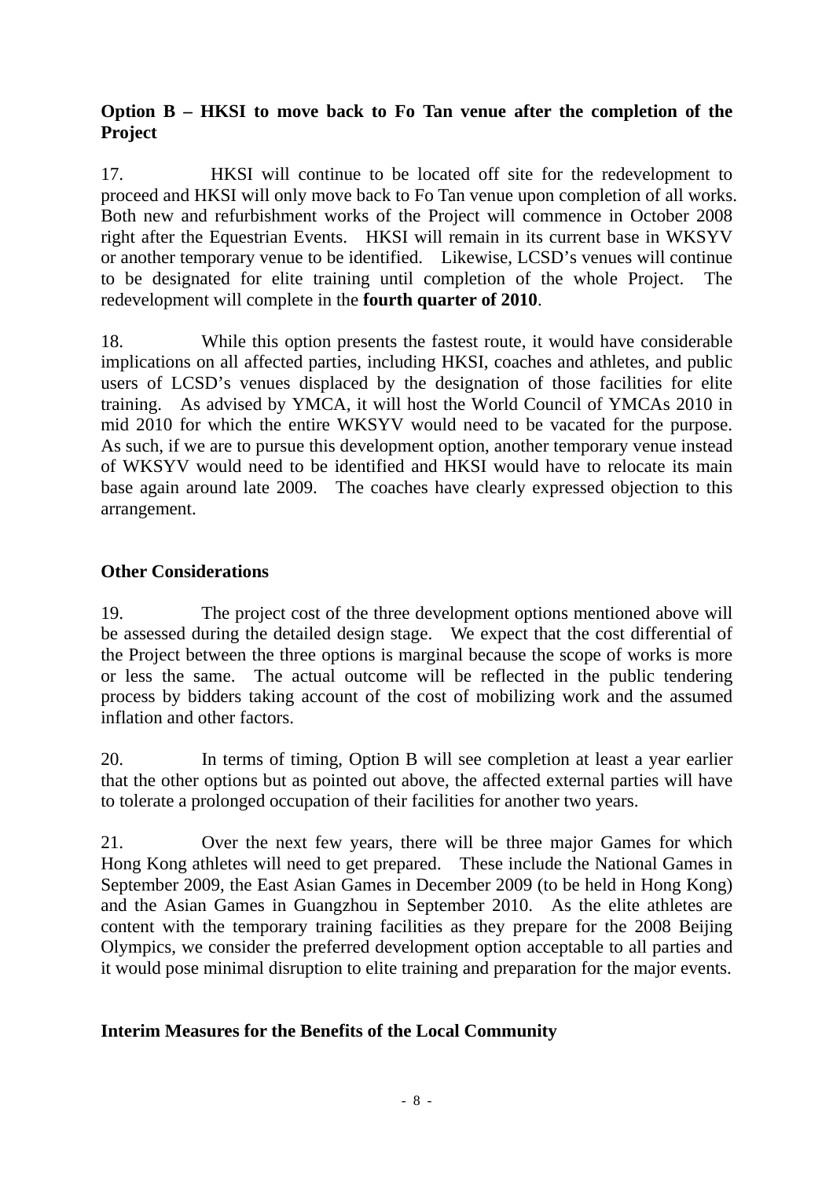**Option B – HKSI to move back to Fo Tan venue after the completion of the Project**

17. HKSI will continue to be located off site for the redevelopment to proceed and HKSI will only move back to Fo Tan venue upon completion of all works. Both new and refurbishment works of the Project will commence in October 2008 right after the Equestrian Events. HKSI will remain in its current base in WKSYV or another temporary venue to be identified. Likewise, LCSD's venues will continue to be designated for elite training until completion of the whole Project. The redevelopment will complete in the **fourth quarter of 2010**.

18. While this option presents the fastest route, it would have considerable implications on all affected parties, including HKSI, coaches and athletes, and public users of LCSD's venues displaced by the designation of those facilities for elite training. As advised by YMCA, it will host the World Council of YMCAs 2010 in mid 2010 for which the entire WKSYV would need to be vacated for the purpose. As such, if we are to pursue this development option, another temporary venue instead of WKSYV would need to be identified and HKSI would have to relocate its main base again around late 2009. The coaches have clearly expressed objection to this arrangement.

**Other Considerations**

19. The project cost of the three development options mentioned above will be assessed during the detailed design stage. We expect that the cost differential of the Project between the three options is marginal because the scope of works is more or less the same. The actual outcome will be reflected in the public tendering process by bidders taking account of the cost of mobilizing work and the assumed inflation and other factors.

20. In terms of timing, Option B will see completion at least a year earlier that the other options but as pointed out above, the affected external parties will have to tolerate a prolonged occupation of their facilities for another two years.

21. Over the next few years, there will be three major Games for which Hong Kong athletes will need to get prepared. These include the National Games in September 2009, the East Asian Games in December 2009 (to be held in Hong Kong) and the Asian Games in Guangzhou in September 2010. As the elite athletes are content with the temporary training facilities as they prepare for the 2008 Beijing Olympics, we consider the preferred development option acceptable to all parties and it would pose minimal disruption to elite training and preparation for the major events.

**Interim Measures for the Benefits of the Local Community**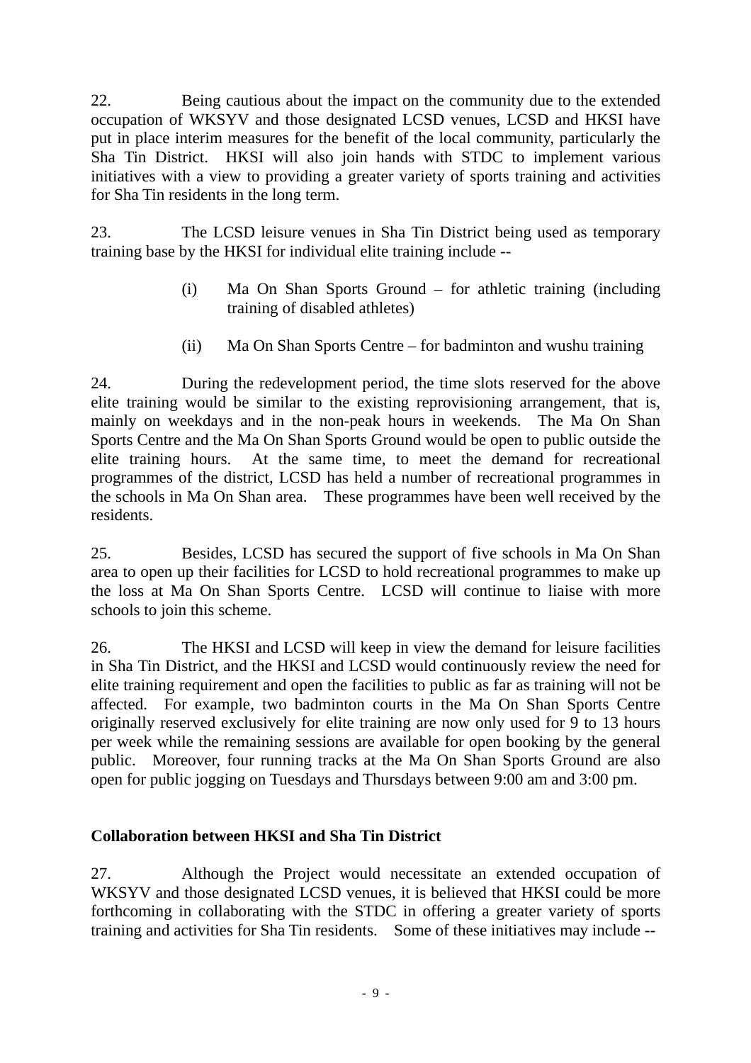22. Being cautious about the impact on the community due to the extended occupation of WKSYV and those designated LCSD venues, LCSD and HKSI have put in place interim measures for the benefit of the local community, particularly the Sha Tin District. HKSI will also join hands with STDC to implement various initiatives with a view to providing a greater variety of sports training and activities for Sha Tin residents in the long term.

23. The LCSD leisure venues in Sha Tin District being used as temporary training base by the HKSI for individual elite training include --

(i) Ma On Shan Sports Ground – for athletic training (including training of disabled athletes)

(ii) Ma On Shan Sports Centre – for badminton and wushu training

24. During the redevelopment period, the time slots reserved for the above elite training would be similar to the existing reprovisioning arrangement, that is, mainly on weekdays and in the non-peak hours in weekends. The Ma On Shan Sports Centre and the Ma On Shan Sports Ground would be open to public outside the elite training hours. At the same time, to meet the demand for recreational programmes of the district, LCSD has held a number of recreational programmes in the schools in Ma On Shan area. These programmes have been well received by the residents.

25. Besides, LCSD has secured the support of five schools in Ma On Shan area to open up their facilities for LCSD to hold recreational programmes to make up the loss at Ma On Shan Sports Centre. LCSD will continue to liaise with more schools to join this scheme.

26. The HKSI and LCSD will keep in view the demand for leisure facilities in Sha Tin District, and the HKSI and LCSD would continuously review the need for elite training requirement and open the facilities to public as far as training will not be affected. For example, two badminton courts in the Ma On Shan Sports Centre originally reserved exclusively for elite training are now only used for 9 to 13 hours per week while the remaining sessions are available for open booking by the general public. Moreover, four running tracks at the Ma On Shan Sports Ground are also open for public jogging on Tuesdays and Thursdays between 9:00 am and 3:00 pm.

**Collaboration between HKSI and Sha Tin District**

27. Although the Project would necessitate an extended occupation of WKSYV and those designated LCSD venues, it is believed that HKSI could be more forthcoming in collaborating with the STDC in offering a greater variety of sports training and activities for Sha Tin residents. Some of these initiatives may include --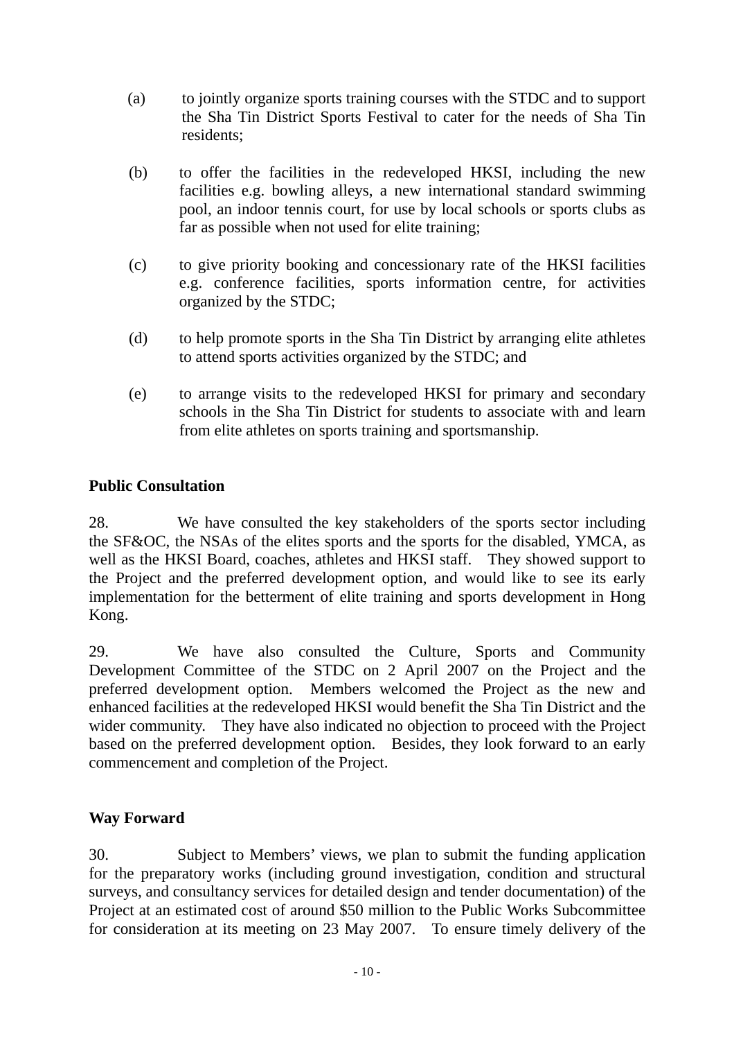(a) to jointly organize sports training courses with the STDC and to support the Sha Tin District Sports Festival to cater for the needs of Sha Tin residents;

(b) to offer the facilities in the redeveloped HKSI, including the new facilities e.g. bowling alleys, a new international standard swimming pool, an indoor tennis court, for use by local schools or sports clubs as far as possible when not used for elite training;

(c) to give priority booking and concessionary rate of the HKSI facilities e.g. conference facilities, sports information centre, for activities organized by the STDC;

(d) to help promote sports in the Sha Tin District by arranging elite athletes to attend sports activities organized by the STDC; and

(e) to arrange visits to the redeveloped HKSI for primary and secondary schools in the Sha Tin District for students to associate with and learn from elite athletes on sports training and sportsmanship.

**Public Consultation**

28. We have consulted the key stakeholders of the sports sector including the SF&OC, the NSAs of the elites sports and the sports for the disabled, YMCA, as well as the HKSI Board, coaches, athletes and HKSI staff. They showed support to the Project and the preferred development option, and would like to see its early implementation for the betterment of elite training and sports development in Hong Kong.

29. We have also consulted the Culture, Sports and Community Development Committee of the STDC on 2 April 2007 on the Project and the preferred development option. Members welcomed the Project as the new and enhanced facilities at the redeveloped HKSI would benefit the Sha Tin District and the wider community. They have also indicated no objection to proceed with the Project based on the preferred development option. Besides, they look forward to an early commencement and completion of the Project.

**Way Forward**

30. Subject to Members' views, we plan to submit the funding application for the preparatory works (including ground investigation, condition and structural surveys, and consultancy services for detailed design and tender documentation) of the Project at an estimated cost of around $50 million to the Public Works Subcommittee for consideration at its meeting on 23 May 2007. To ensure timely delivery of the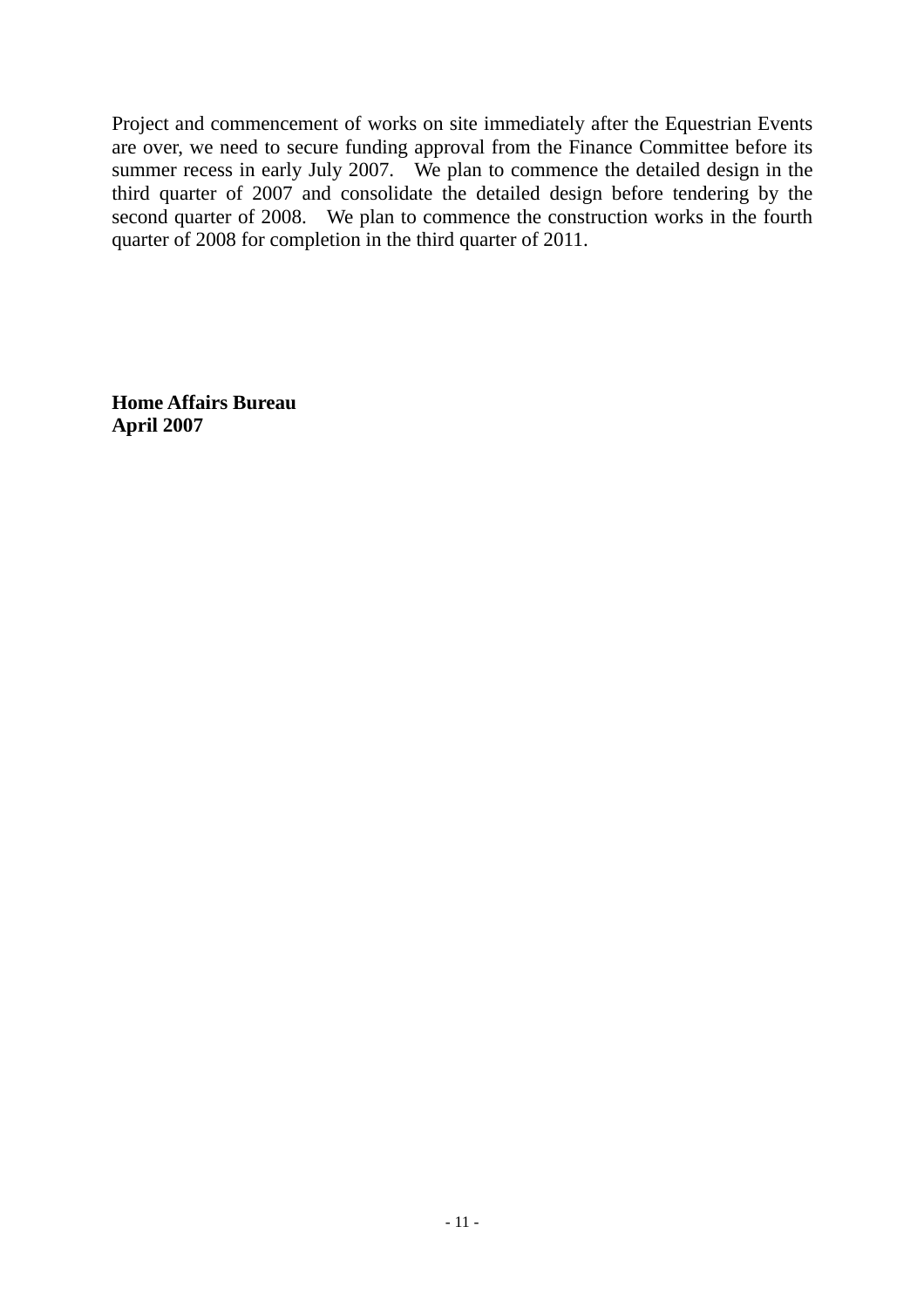Project and commencement of works on site immediately after the Equestrian Events are over, we need to secure funding approval from the Finance Committee before its summer recess in early July 2007. We plan to commence the detailed design in the third quarter of 2007 and consolidate the detailed design before tendering by the second quarter of 2008. We plan to commence the construction works in the fourth quarter of 2008 for completion in the third quarter of 2011.

**Home Affairs Bureau**
**April 2007**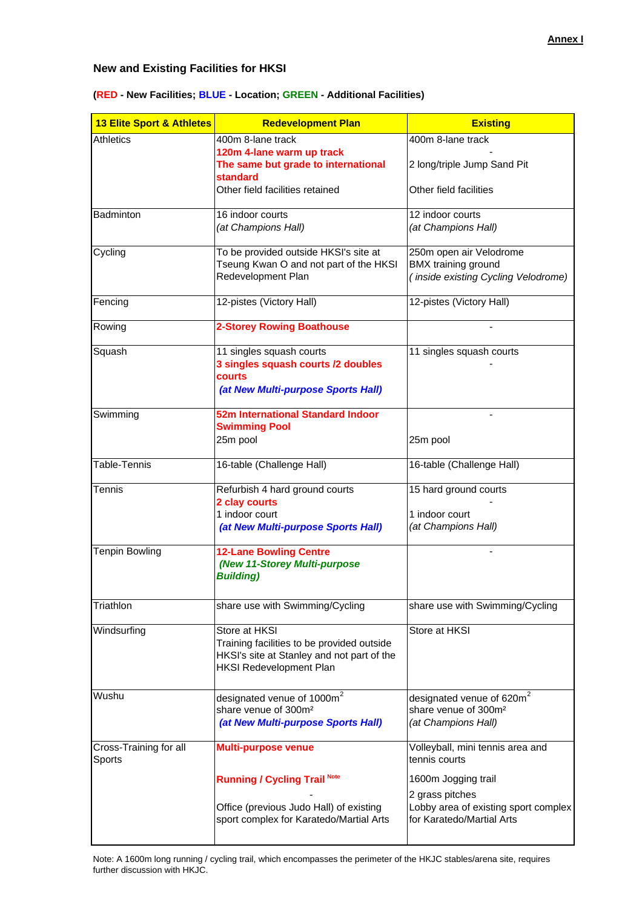**Annex I**

### New and Existing Facilities for HKSI

**(RED - New Facilities; BLUE - Location; GREEN - Additional Facilities)**

| 13 Elite Sport & Athletes | Redevelopment Plan | Existing |
|---|---|---|
| Athletics | 400m 8-lane track<br>**120m 4-lane warm up track**<br>**The same but grade to international standard**<br>Other field facilities retained | 400m 8-lane track<br>-<br>2 long/triple Jump Sand Pit<br>Other field facilities |
| Badminton | 16 indoor courts<br>*(at Champions Hall)* | 12 indoor courts<br>*(at Champions Hall)* |
| Cycling | To be provided outside HKSI's site at Tseung Kwan O and not part of the HKSI Redevelopment Plan | 250m open air Velodrome<br>BMX training ground<br>*( inside existing Cycling Velodrome)* |
| Fencing | 12-pistes (Victory Hall) | 12-pistes (Victory Hall) |
| Rowing | **2-Storey Rowing Boathouse** | - |
| Squash | 11 singles squash courts<br>**3 singles squash courts /2 doubles courts**<br>***(at New Multi-purpose Sports Hall)*** | 11 singles squash courts<br>- |
| Swimming | **52m International Standard Indoor Swimming Pool**<br>25m pool | -<br>25m pool |
| Table-Tennis | 16-table (Challenge Hall) | 16-table (Challenge Hall) |
| Tennis | Refurbish 4 hard ground courts<br>**2 clay courts**<br>1 indoor court<br>***(at New Multi-purpose Sports Hall)*** | 15 hard ground courts<br>-<br>1 indoor court<br>*(at Champions Hall)* |
| Tenpin Bowling | **12-Lane Bowling Centre**<br>***(New 11-Storey Multi-purpose Building)*** | - |
| Triathlon | share use with Swimming/Cycling | share use with Swimming/Cycling |
| Windsurfing | Store at HKSI<br>Training facilities to be provided outside HKSI's site at Stanley and not part of the HKSI Redevelopment Plan | Store at HKSI |
| Wushu | designated venue of 1000m²<br>share venue of 300m²<br>***(at New Multi-purpose Sports Hall)*** | designated venue of 620m²<br>share venue of 300m²<br>*(at Champions Hall)* |
| Cross-Training for all Sports | **Multi-purpose venue**<br>**Running / Cycling Trail** [Note]<br>-<br>Office (previous Judo Hall) of existing sport complex for Karatedo/Martial Arts | Volleyball, mini tennis area and tennis courts<br>1600m Jogging trail<br>2 grass pitches<br>Lobby area of existing sport complex for Karatedo/Martial Arts |

Note: A 1600m long running / cycling trail, which encompasses the perimeter of the HKJC stables/arena site, requires further discussion with HKJC.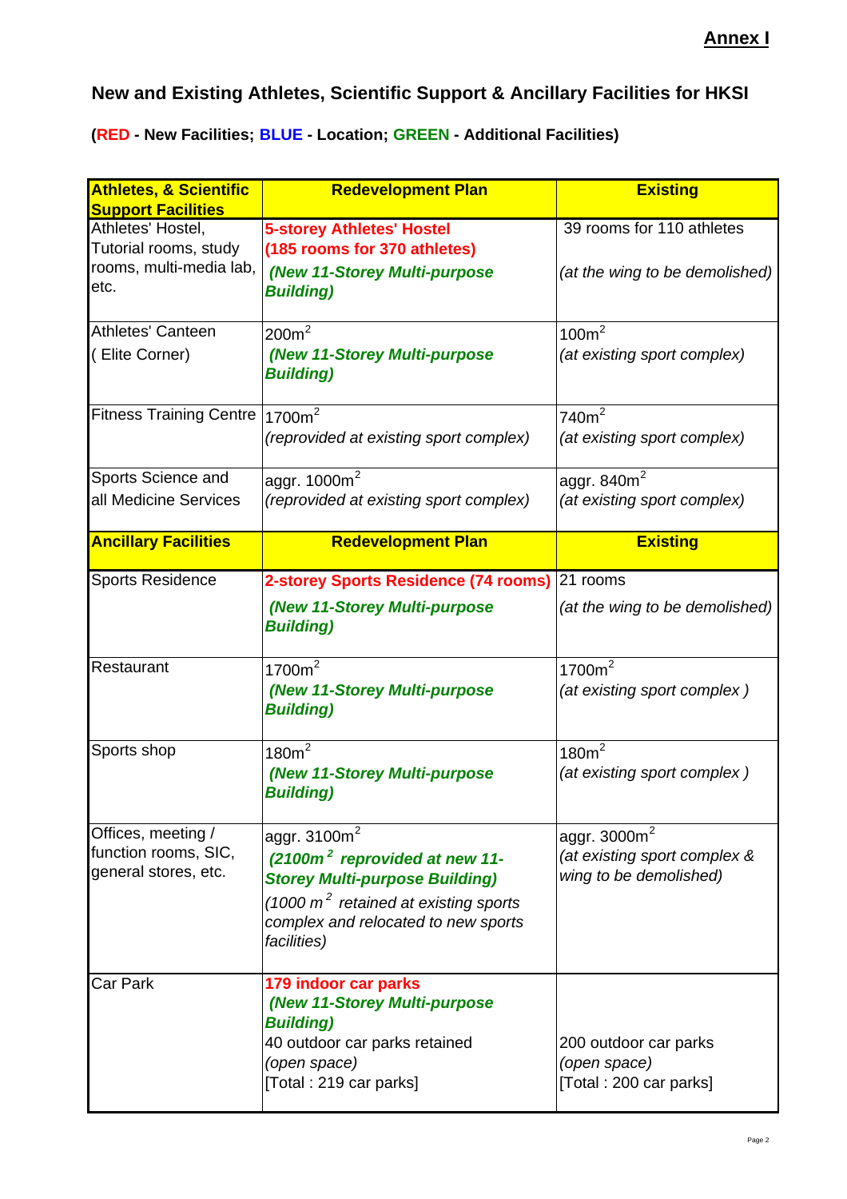**Annex I**

## New and Existing Athletes, Scientific Support & Ancillary Facilities for HKSI

**(RED - New Facilities; BLUE - Location; GREEN - Additional Facilities)**

| **Athletes, & Scientific Support Facilities** | **Redevelopment Plan** | **Existing** |
|---|---|---|
| Athletes' Hostel, Tutorial rooms, study rooms, multi-media lab, etc. | **5-storey Athletes' Hostel (185 rooms for 370 athletes)** ***(New 11-Storey Multi-purpose Building)*** | 39 rooms for 110 athletes *(at the wing to be demolished)* |
| Athletes' Canteen ( Elite Corner) | 200m$^2$ ***(New 11-Storey Multi-purpose Building)*** | 100m$^2$ *(at existing sport complex)* |
| Fitness Training Centre | 1700m$^2$ *(reprovided at existing sport complex)* | 740m$^2$ *(at existing sport complex)* |
| Sports Science and all Medicine Services | aggr. 1000m$^2$ *(reprovided at existing sport complex)* | aggr. 840m$^2$ *(at existing sport complex)* |
| **Ancillary Facilities** | **Redevelopment Plan** | **Existing** |
| Sports Residence | **2-storey Sports Residence (74 rooms)** ***(New 11-Storey Multi-purpose Building)*** | 21 rooms *(at the wing to be demolished)* |
| Restaurant | 1700m$^2$ ***(New 11-Storey Multi-purpose Building)*** | 1700m$^2$ *(at existing sport complex )* |
| Sports shop | 180m$^2$ ***(New 11-Storey Multi-purpose Building)*** | 180m$^2$ *(at existing sport complex )* |
| Offices, meeting / function rooms, SIC, general stores, etc. | aggr. 3100m$^2$ ***(2100m$^2$ reprovided at new 11-Storey Multi-purpose Building)*** *(1000 m$^2$ retained at existing sports complex and relocated to new sports facilities)* | aggr. 3000m$^2$ *(at existing sport complex & wing to be demolished)* |
| Car Park | **179 indoor car parks** ***(New 11-Storey Multi-purpose Building)*** 40 outdoor car parks retained *(open space)* [Total : 219 car parks] | 200 outdoor car parks *(open space)* [Total : 200 car parks] |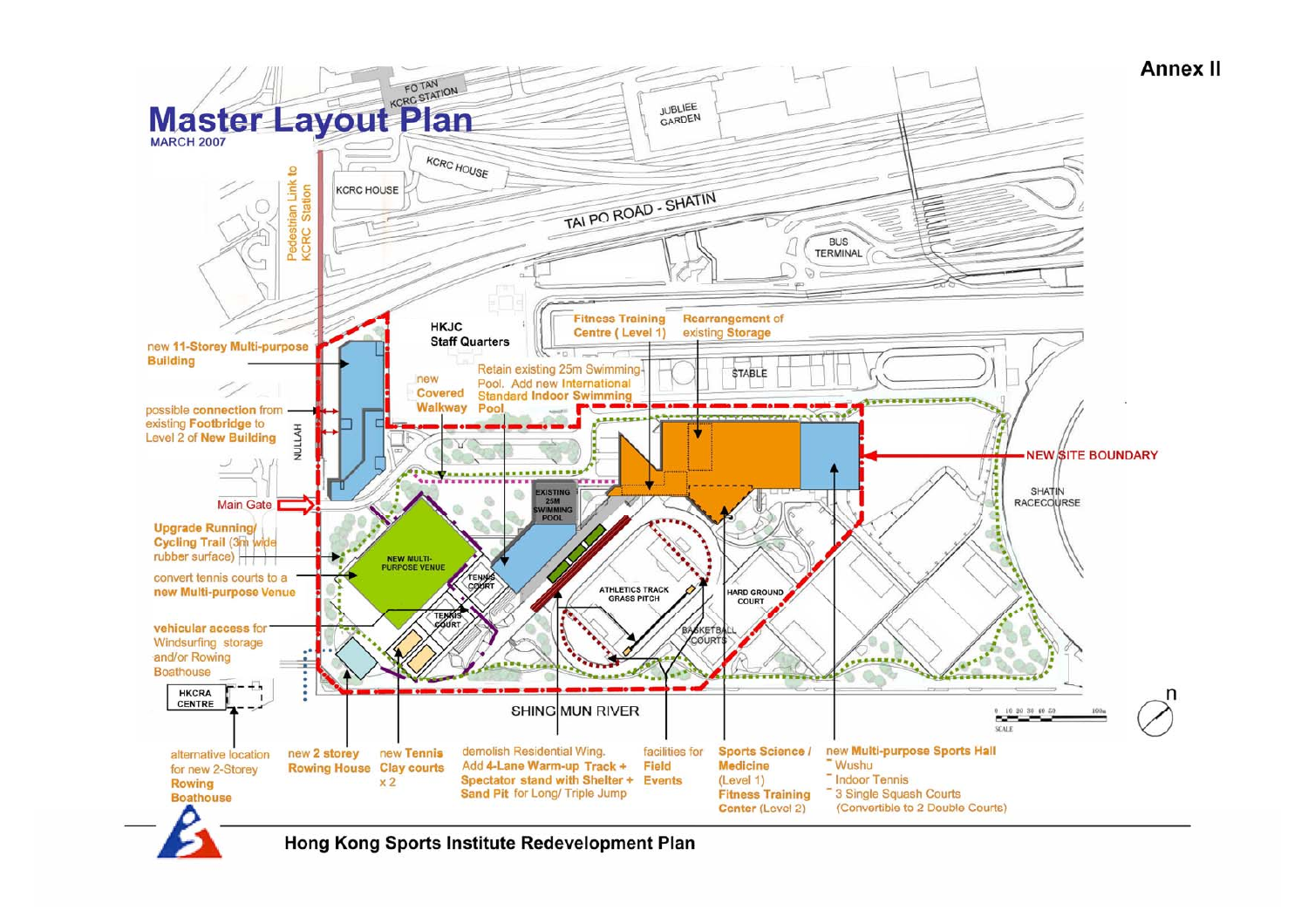Annex II

# Master Layout Plan

MARCH 2007

FO TAN KCRC STATION

JUBLIEE GARDEN

KCRC HOUSE

KCRC HOUSE

TAI PO ROAD - SHATIN

BUS TERMINAL

Pedestrian Link to KCRC Station

HKJC Staff Quarters

Fitness Training Centre ( Level 1)

Rearrangement of existing Storage

STABLE

new 11-Storey Multi-purpose Building

new Covered Walkway

Retain existing 25m Swimming Pool. Add new International Standard Indoor Swimming Pool

possible connection from existing Footbridge to Level 2 of New Building

NULLAH

NEW SITE BOUNDARY

SHATIN RACECOURSE

Main Gate

EXISTING 25M SWIMMING POOL

Upgrade Running/ Cycling Trail (3m wide rubber surface)

NEW MULTI-PURPOSE VENUE

convert tennis courts to a new Multi-purpose Venue

TENNIS COURT

TENNIS COURT

ATHLETICS TRACK GRASS PITCH

HARD GROUND COURT

BASKETBALL COURTS

vehicular access for Windsurfing storage and/or Rowing Boathouse

HKCRA CENTRE

SHING MUN RIVER

SCALE

n

alternative location for new 2-Storey Rowing Boathouse

new 2 storey Rowing House

new Tennis Clay courts x 2

demolish Residential Wing. Add 4-Lane Warm-up Track + Spectator stand with Shelter + Sand Pit for Long/ Triple Jump

facilities for Field Events

Sports Science / Medicine (Level 1) Fitness Training Center (Level 2)

new Multi-purpose Sports Hall
- Wushu
- Indoor Tennis
- 3 Single Squash Courts (Convertible to 2 Double Courts)

Hong Kong Sports Institute Redevelopment Plan